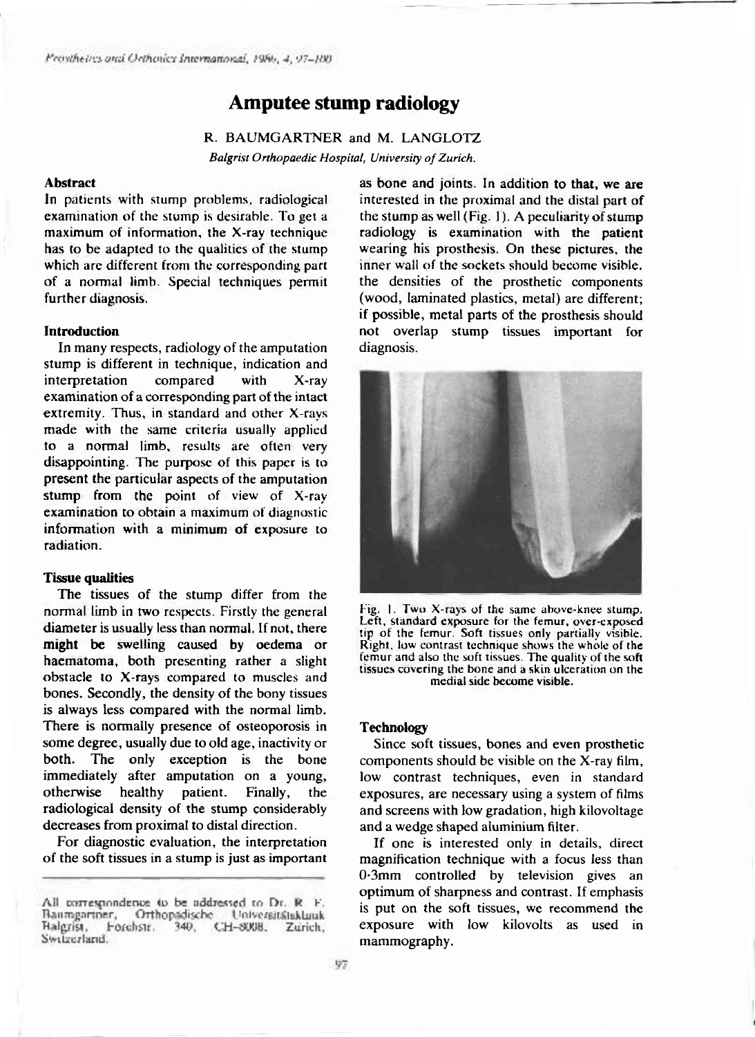# Amputee stump radiology

R. BAUMGARTNER and M. LANGLOTZ

*Balgrist Orthopaedic Hospital, University of Zurich.*

### Abstract

In patients with stump problems, radiological examination of the stump is desirable. To get a maximum of information, the X-ray technique has to be adapted to the qualities of the stump which are different from the corresponding part of a normal limb. Special techniques permit further diagnosis.

### Introduction

In many respects, radiology of the amputation stump is different in technique, indication and interpretation compared with X-ray examination of a corresponding part of the intact extremity. Thus, in standard and other X-rays made with the same criteria usually applied to a normal limb, results are often very disappointing. The purpose of this paper is to present the particular aspects of the amputation stump from the point of view of X-ray examination to obtain a maximum of diagnostic information with a minimum of exposure to radiation.

### Tissue qualities

The tissues of the stump differ from the normal limb in two respects. Firstly the general diameter is usually less than normal. If not, there might be swelling caused by oedema or haematoma, both presenting rather a slight obstacle to X-rays compared to muscles and bones. Secondly, the density of the bony tissues is always less compared with the normal limb. There is normally presence of osteoporosis in some degree, usually due to old age, inactivity or both. The only exception is the bone immediately after amputation on a young, otherwise healthy patient. Finally, the radiological density of the stump considerably decreases from proximal to distal direction.

For diagnostic evaluation, the interpretation of the soft tissues in a stump is just as important as bone and joints. In addition to that, we are interested in the proximal and the distal part of the stump as well (Fig. 1). A peculiarity of stump radiology is examination with the patient wearing his prosthesis. On these pictures, the inner wall of the sockets should become visible, the densities of the prosthetic components (wood, laminated plastics, metal) are different; if possible, metal parts of the prosthesis should not overlap stump tissues important for diagnosis.

Fig. 1. Two X-rays of the same above-knee stump. Left, standard exposure for the femur, over-exposed tip of the femur. Soft tissues only partially visible. Right, low contrast technique shows the whole of the femur and also the soft tissues. The quality of the soft tissues covering the bone and a skin ulceration on the medial side become visible.

### Technology

Since soft tissues, bones and even prosthetic components should be visible on the X-ray film, low contrast techniques, even in standard exposures, are necessary using a system of films and screens with low gradation, high kilovoltage and a wedge shaped aluminium filter.

If one is interested only in details, direct magnification technique with a focus less than 0·3mm controlled by television gives an optimum of sharpness and contrast. If emphasis is put on the soft tissues, we recommend the exposure with low kilovolts as used in mammography.

All correspondence to be addressed to Dr. R. F. Baumgartner, Orthopädische Universitätsklinik Balgrist, Forchstr. 340, CH-8008, Zurich, Switzerland.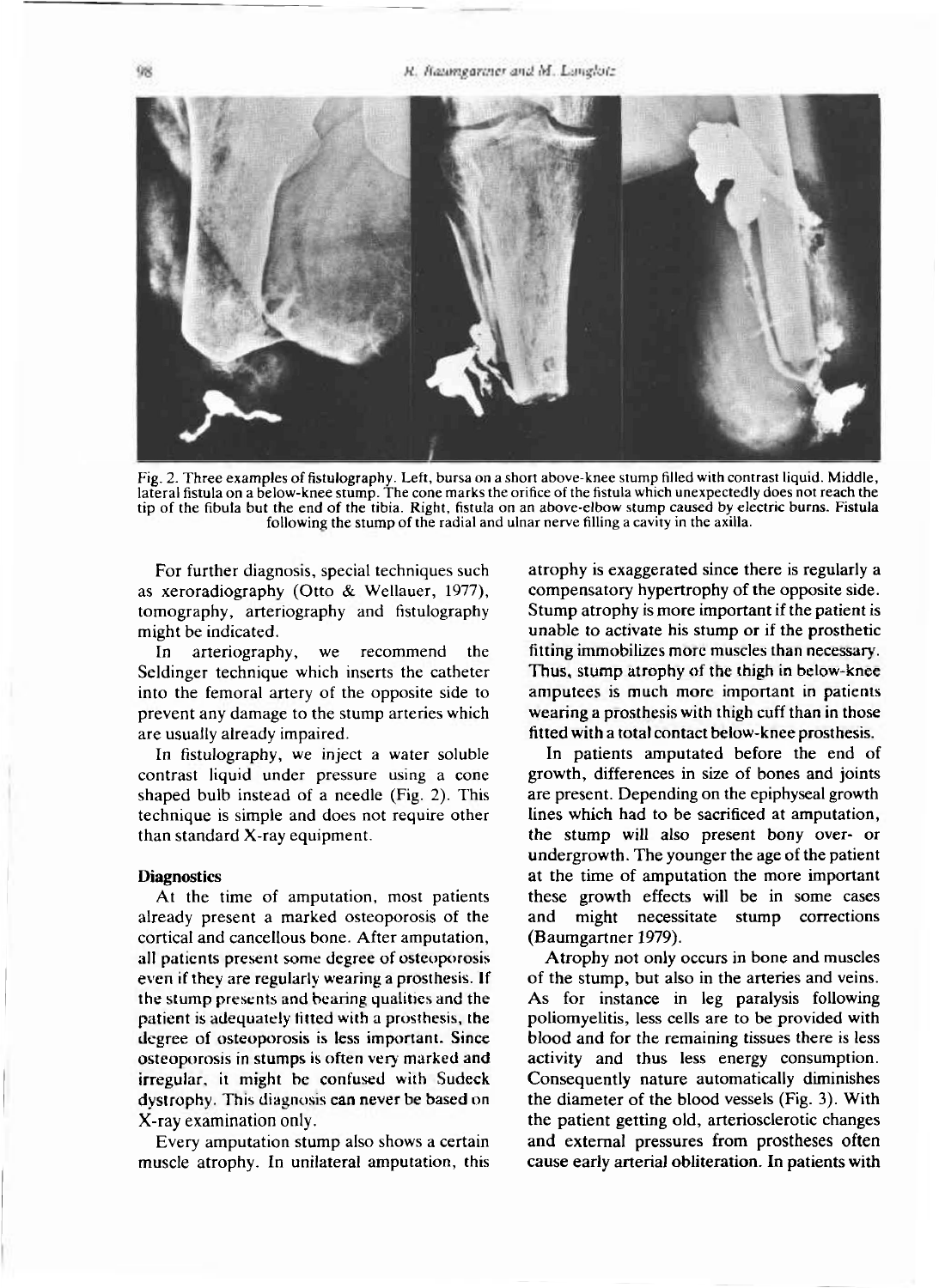Fig. 2. Three examples of fistulography. Left, bursa on a short above-knee stump filled with contrast liquid. Middle, lateral fistula on a below-knee stump. The cone marks the orifice of the fistula which unexpectedly does not reach the tip of the fibula but the end of the tibia. Right, fistula on an above-elbow stump caused by electric burns. Fistula following the stump of the radial and ulnar nerve filling a cavity in the axilla.

For further diagnosis, special techniques such as xeroradiography (Otto & Wellauer, 1977), tomography, arteriography and fistulography might be indicated.

In arteriography, we recommend the Seldinger technique which inserts the catheter into the femoral artery of the opposite side to prevent any damage to the stump arteries which are usually already impaired.

In fistulography, we inject a water soluble contrast liquid under pressure using a cone shaped bulb instead of a needle (Fig. 2). This technique is simple and does not require other than standard X-ray equipment.

### Diagnostics

At the time of amputation, most patients already present a marked osteoporosis of the cortical and cancellous bone. After amputation, all patients present some degree of osteoporosis even if they are regularly wearing a prosthesis. If the stump presents and bearing qualities and the patient is adequately fitted with a prosthesis, the degree of osteoporosis is less important. Since osteoporosis in stumps is often very marked and irregular, it might be confused with Sudeck dystrophy. This diagnosis can never be based on X-ray examination only.

Every amputation stump also shows a certain muscle atrophy. In unilateral amputation, this atrophy is exaggerated since there is regularly a compensatory hypertrophy of the opposite side. Stump atrophy is more important if the patient is unable to activate his stump or if the prosthetic fitting immobilizes more muscles than necessary. Thus, stump atrophy of the thigh in below-knee amputees is much more important in patients wearing a prosthesis with thigh cuff than in those fitted with a total contact below-knee prosthesis.

In patients amputated before the end of growth, differences in size of bones and joints are present. Depending on the epiphyseal growth lines which had to be sacrificed at amputation, the stump will also present bony over- or undergrowth. The younger the age of the patient at the time of amputation the more important these growth effects will be in some cases and might necessitate stump corrections (Baumgartner 1979).

Atrophy not only occurs in bone and muscles of the stump, but also in the arteries and veins. As for instance in leg paralysis following poliomyelitis, less cells are to be provided with blood and for the remaining tissues there is less activity and thus less energy consumption. Consequently nature automatically diminishes the diameter of the blood vessels (Fig. 3). With the patient getting old, arteriosclerotic changes and external pressures from prostheses often cause early arterial obliteration. In patients with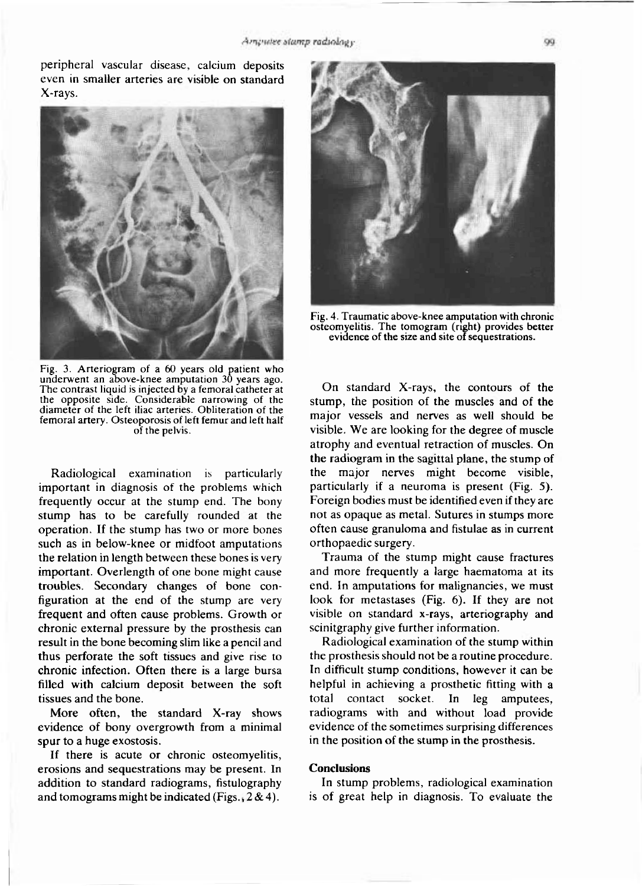peripheral vascular disease, calcium deposits even in smaller arteries are visible on standard X-rays.

Fig. 3. Arteriogram of a 60 years old patient who underwent an above-knee amputation 30 years ago. The contrast liquid is injected by a femoral catheter at the opposite side. Considerable narrowing of the diameter of the left iliac arteries. Obliteration of the femoral artery. Osteoporosis of left femur and left half of the pelvis.

Radiological examination is particularly important in diagnosis of the problems which frequently occur at the stump end. The bony stump has to be carefully rounded at the operation. If the stump has two or more bones such as in below-knee or midfoot amputations the relation in length between these bones is very important. Overlength of one bone might cause troubles. Secondary changes of bone configuration at the end of the stump are very frequent and often cause problems. Growth or chronic external pressure by the prosthesis can result in the bone becoming slim like a pencil and thus perforate the soft tissues and give rise to chronic infection. Often there is a large bursa filled with calcium deposit between the soft tissues and the bone.

More often, the standard X-ray shows evidence of bony overgrowth from a minimal spur to a huge exostosis.

If there is acute or chronic osteomyelitis, erosions and sequestrations may be present. In addition to standard radiograms, fistulography and tomograms might be indicated (Figs., 2 & 4).

Fig. 4. Traumatic above-knee amputation with chronic osteomyelitis. The tomogram (right) provides better evidence of the size and site of sequestrations.

On standard X-rays, the contours of the stump, the position of the muscles and of the major vessels and nerves as well should be visible. We are looking for the degree of muscle atrophy and eventual retraction of muscles. On the radiogram in the sagittal plane, the stump of the major nerves might become visible, particularly if a neuroma is present (Fig. 5). Foreign bodies must be identified even if they are not as opaque as metal. Sutures in stumps more often cause granuloma and fistulae as in current orthopaedic surgery.

Trauma of the stump might cause fractures and more frequently a large haematoma at its end. In amputations for malignancies, we must look for metastases (Fig. 6). If they are not visible on standard x-rays, arteriography and scinitgraphy give further information.

Radiological examination of the stump within the prosthesis should not be a routine procedure. In difficult stump conditions, however it can be helpful in achieving a prosthetic fitting with a total contact socket. In leg amputees, radiograms with and without load provide evidence of the sometimes surprising differences in the position of the stump in the prosthesis.

## Conclusions

In stump problems, radiological examination is of great help in diagnosis. To evaluate the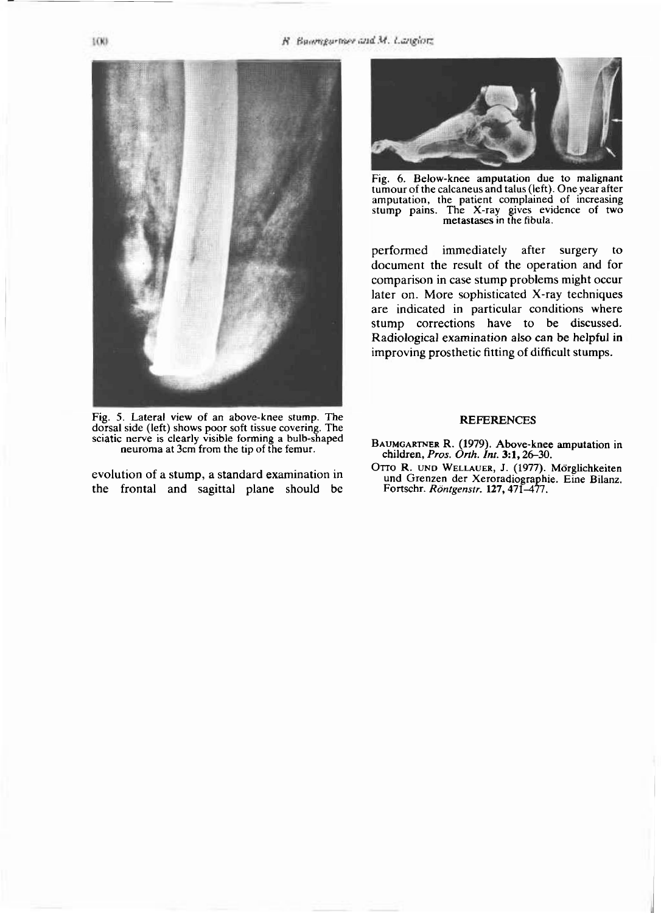Fig. 5. Lateral view of an above-knee stump. The dorsal side (left) shows poor soft tissue covering. The sciatic nerve is clearly visible forming a bulb-shaped neuroma at 3cm from the tip of the femur.

Fig. 6. Below-knee amputation due to malignant tumour of the calcaneus and talus (left). One year after amputation, the patient complained of increasing stump pains. The X-ray gives evidence of two metastases in the fibula.

evolution of a stump, a standard examination in the frontal and sagittal plane should be performed immediately after surgery to document the result of the operation and for comparison in case stump problems might occur later on. More sophisticated X-ray techniques are indicated in particular conditions where stump corrections have to be discussed. Radiological examination also can be helpful in improving prosthetic fitting of difficult stumps.

## REFERENCES

Baumgartner R. (1979). Above-knee amputation in children, *Pros. Orth. Int.* **3:1**, 26–30.

Otto R. und Wellauer, J. (1977). Mörglichkeiten und Grenzen der Xeroradiographie. Eine Bilanz. Fortschr. *Röntgenstr.* **127**, 471–477.